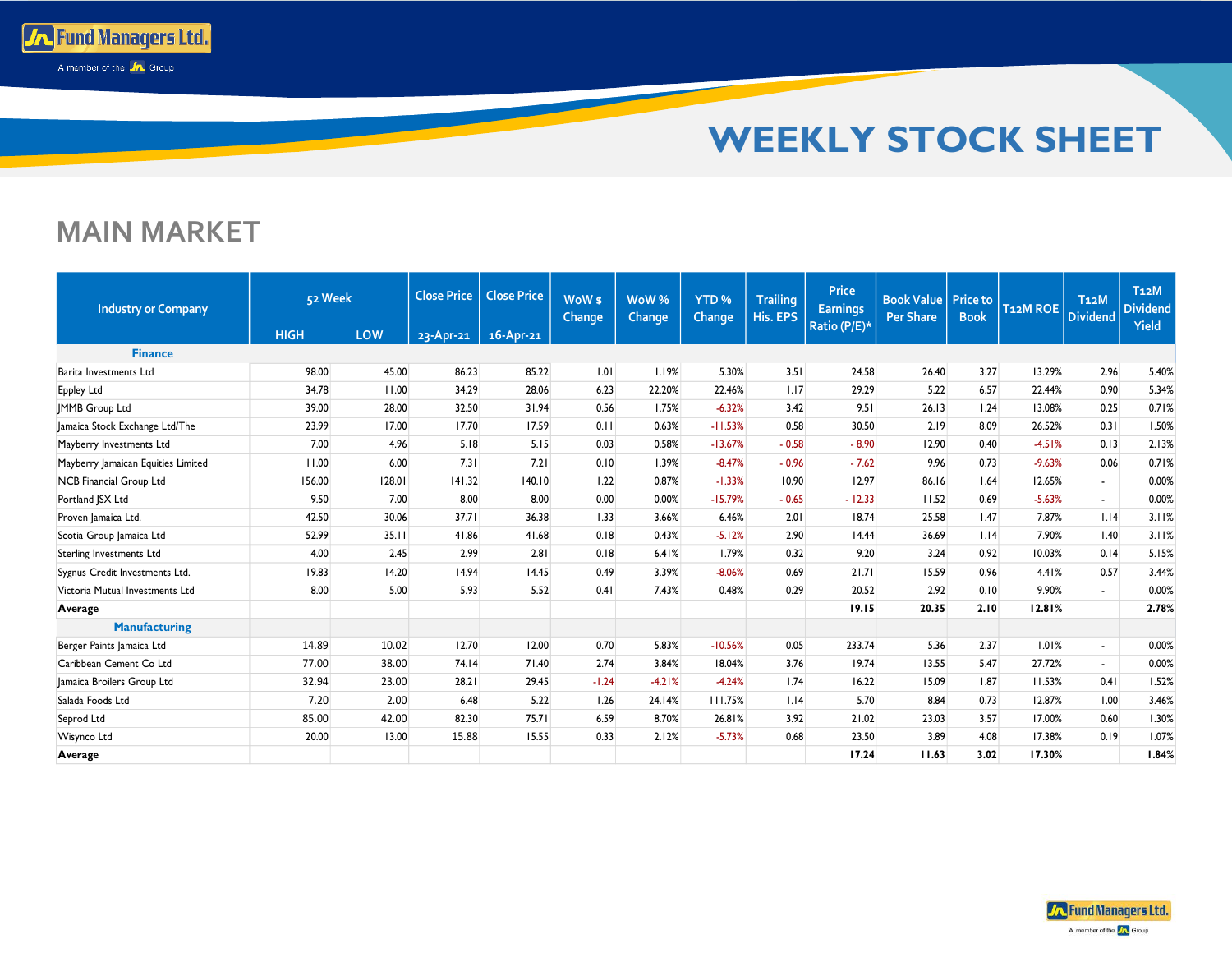# WEEKLY STOCK SHEET

## MAIN MARKET

| Industry or Company | 52 Week HIGH | 52 Week LOW | Close Price 23-Apr-21 | Close Price 16-Apr-21 | WoW $ Change | WoW % Change | YTD % Change | Trailing His. EPS | Price Earnings Ratio (P/E)* | Book Value Per Share | Price to Book | T12M ROE | T12M Dividend | T12M Dividend Yield |
|---|---|---|---|---|---|---|---|---|---|---|---|---|---|---|
| **Finance** | | | | | | | | | | | | | | |
| Barita Investments Ltd | 98.00 | 45.00 | 86.23 | 85.22 | 1.01 | 1.19% | 5.30% | 3.51 | 24.58 | 26.40 | 3.27 | 13.29% | 2.96 | 5.40% |
| Eppley Ltd | 34.78 | 11.00 | 34.29 | 28.06 | 6.23 | 22.20% | 22.46% | 1.17 | 29.29 | 5.22 | 6.57 | 22.44% | 0.90 | 5.34% |
| JMMB Group Ltd | 39.00 | 28.00 | 32.50 | 31.94 | 0.56 | 1.75% | -6.32% | 3.42 | 9.51 | 26.13 | 1.24 | 13.08% | 0.25 | 0.71% |
| Jamaica Stock Exchange Ltd/The | 23.99 | 17.00 | 17.70 | 17.59 | 0.11 | 0.63% | -11.53% | 0.58 | 30.50 | 2.19 | 8.09 | 26.52% | 0.31 | 1.50% |
| Mayberry Investments Ltd | 7.00 | 4.96 | 5.18 | 5.15 | 0.03 | 0.58% | -13.67% | - 0.58 | - 8.90 | 12.90 | 0.40 | -4.51% | 0.13 | 2.13% |
| Mayberry Jamaican Equities Limited | 11.00 | 6.00 | 7.31 | 7.21 | 0.10 | 1.39% | -8.47% | - 0.96 | - 7.62 | 9.96 | 0.73 | -9.63% | 0.06 | 0.71% |
| NCB Financial Group Ltd | 156.00 | 128.01 | 141.32 | 140.10 | 1.22 | 0.87% | -1.33% | 10.90 | 12.97 | 86.16 | 1.64 | 12.65% | - | 0.00% |
| Portland JSX Ltd | 9.50 | 7.00 | 8.00 | 8.00 | 0.00 | 0.00% | -15.79% | - 0.65 | - 12.33 | 11.52 | 0.69 | -5.63% | - | 0.00% |
| Proven Jamaica Ltd. | 42.50 | 30.06 | 37.71 | 36.38 | 1.33 | 3.66% | 6.46% | 2.01 | 18.74 | 25.58 | 1.47 | 7.87% | 1.14 | 3.11% |
| Scotia Group Jamaica Ltd | 52.99 | 35.11 | 41.86 | 41.68 | 0.18 | 0.43% | -5.12% | 2.90 | 14.44 | 36.69 | 1.14 | 7.90% | 1.40 | 3.11% |
| Sterling Investments Ltd | 4.00 | 2.45 | 2.99 | 2.81 | 0.18 | 6.41% | 1.79% | 0.32 | 9.20 | 3.24 | 0.92 | 10.03% | 0.14 | 5.15% |
| Sygnus Credit Investments Ltd. [1] | 19.83 | 14.20 | 14.94 | 14.45 | 0.49 | 3.39% | -8.06% | 0.69 | 21.71 | 15.59 | 0.96 | 4.41% | 0.57 | 3.44% |
| Victoria Mutual Investments Ltd | 8.00 | 5.00 | 5.93 | 5.52 | 0.41 | 7.43% | 0.48% | 0.29 | 20.52 | 2.92 | 0.10 | 9.90% | - | 0.00% |
| **Average** | | | | | | | | | **19.15** | **20.35** | **2.10** | **12.81%** | | **2.78%** |
| **Manufacturing** | | | | | | | | | | | | | | |
| Berger Paints Jamaica Ltd | 14.89 | 10.02 | 12.70 | 12.00 | 0.70 | 5.83% | -10.56% | 0.05 | 233.74 | 5.36 | 2.37 | 1.01% | - | 0.00% |
| Caribbean Cement Co Ltd | 77.00 | 38.00 | 74.14 | 71.40 | 2.74 | 3.84% | 18.04% | 3.76 | 19.74 | 13.55 | 5.47 | 27.72% | - | 0.00% |
| Jamaica Broilers Group Ltd | 32.94 | 23.00 | 28.21 | 29.45 | -1.24 | -4.21% | -4.24% | 1.74 | 16.22 | 15.09 | 1.87 | 11.53% | 0.41 | 1.52% |
| Salada Foods Ltd | 7.20 | 2.00 | 6.48 | 5.22 | 1.26 | 24.14% | 111.75% | 1.14 | 5.70 | 8.84 | 0.73 | 12.87% | 1.00 | 3.46% |
| Seprod Ltd | 85.00 | 42.00 | 82.30 | 75.71 | 6.59 | 8.70% | 26.81% | 3.92 | 21.02 | 23.03 | 3.57 | 17.00% | 0.60 | 1.30% |
| Wisynco Ltd | 20.00 | 13.00 | 15.88 | 15.55 | 0.33 | 2.12% | -5.73% | 0.68 | 23.50 | 3.89 | 4.08 | 17.38% | 0.19 | 1.07% |
| **Average** | | | | | | | | | **17.24** | **11.63** | **3.02** | **17.30%** | | **1.84%** |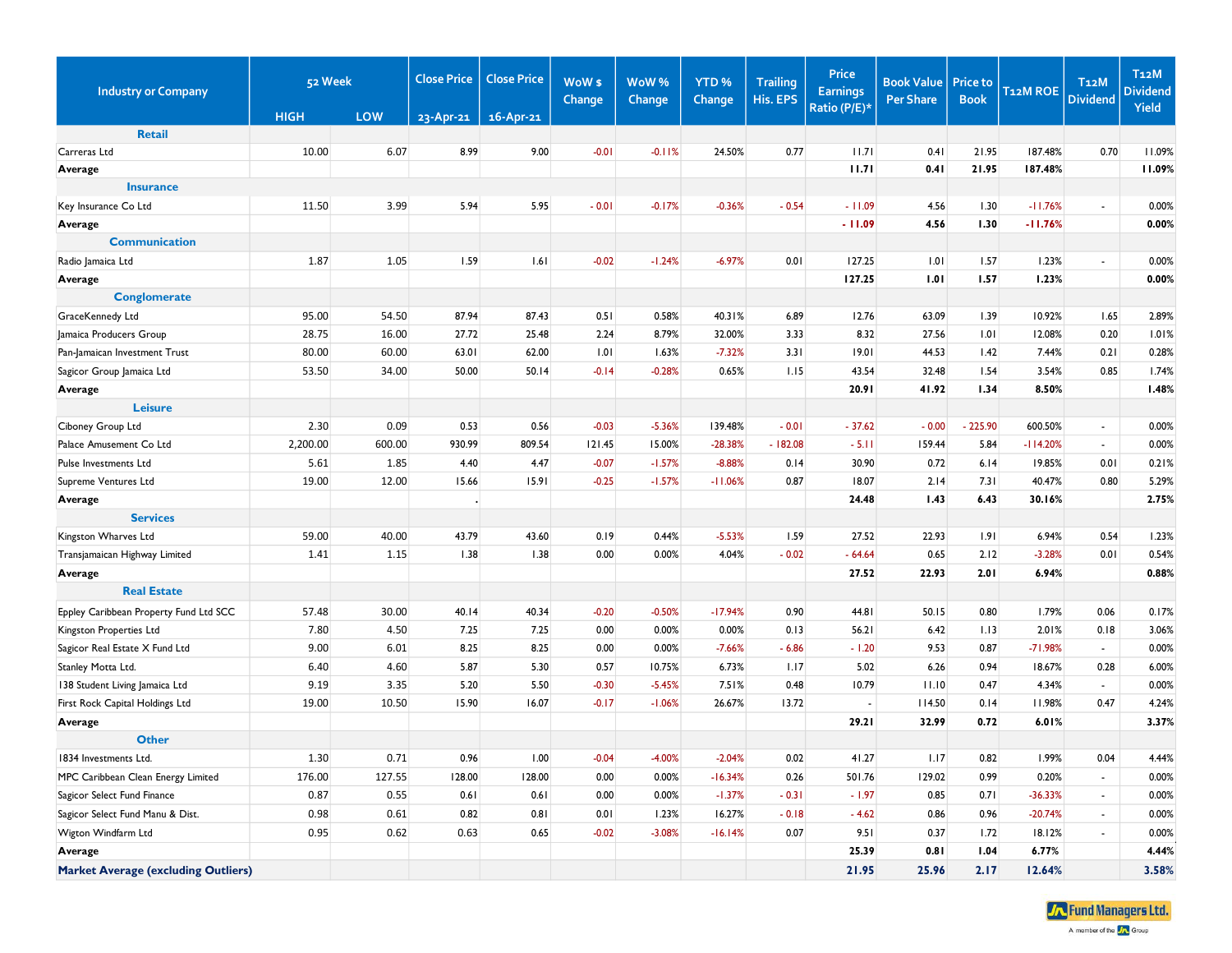| Industry or Company | 52 Week | | Close Price | Close Price | WoW $ Change | WoW % Change | YTD % Change | Trailing His. EPS | Price Earnings Ratio (P/E)* | Book Value Per Share | Price to Book | T12M ROE | T12M Dividend | T12M Dividend Yield |
|---|---|---|---|---|---|---|---|---|---|---|---|---|---|---|
| | HIGH | LOW | 23-Apr-21 | 16-Apr-21 | | | | | | | | | | |
| **Retail** | | | | | | | | | | | | | | |
| Carreras Ltd | 10.00 | 6.07 | 8.99 | 9.00 | -0.01 | -0.11% | 24.50% | 0.77 | 11.71 | 0.41 | 21.95 | 187.48% | 0.70 | 11.09% |
| **Average** | | | | | | | | | **11.71** | **0.41** | **21.95** | **187.48%** | | **11.09%** |
| **Insurance** | | | | | | | | | | | | | | |
| Key Insurance Co Ltd | 11.50 | 3.99 | 5.94 | 5.95 | - 0.01 | -0.17% | -0.36% | - 0.54 | - 11.09 | 4.56 | 1.30 | -11.76% | - | 0.00% |
| **Average** | | | | | | | | | **- 11.09** | **4.56** | **1.30** | **-11.76%** | | **0.00%** |
| **Communication** | | | | | | | | | | | | | | |
| Radio Jamaica Ltd | 1.87 | 1.05 | 1.59 | 1.61 | -0.02 | -1.24% | -6.97% | 0.01 | 127.25 | 1.01 | 1.57 | 1.23% | - | 0.00% |
| **Average** | | | | | | | | | **127.25** | **1.01** | **1.57** | **1.23%** | | **0.00%** |
| **Conglomerate** | | | | | | | | | | | | | | |
| GraceKennedy Ltd | 95.00 | 54.50 | 87.94 | 87.43 | 0.51 | 0.58% | 40.31% | 6.89 | 12.76 | 63.09 | 1.39 | 10.92% | 1.65 | 2.89% |
| Jamaica Producers Group | 28.75 | 16.00 | 27.72 | 25.48 | 2.24 | 8.79% | 32.00% | 3.33 | 8.32 | 27.56 | 1.01 | 12.08% | 0.20 | 1.01% |
| Pan-Jamaican Investment Trust | 80.00 | 60.00 | 63.01 | 62.00 | 1.01 | 1.63% | -7.32% | 3.31 | 19.01 | 44.53 | 1.42 | 7.44% | 0.21 | 0.28% |
| Sagicor Group Jamaica Ltd | 53.50 | 34.00 | 50.00 | 50.14 | -0.14 | -0.28% | 0.65% | 1.15 | 43.54 | 32.48 | 1.54 | 3.54% | 0.85 | 1.74% |
| **Average** | | | | | | | | | **20.91** | **41.92** | **1.34** | **8.50%** | | **1.48%** |
| **Leisure** | | | | | | | | | | | | | | |
| Ciboney Group Ltd | 2.30 | 0.09 | 0.53 | 0.56 | -0.03 | -5.36% | 139.48% | - 0.01 | - 37.62 | - 0.00 | - 225.90 | 600.50% | - | 0.00% |
| Palace Amusement Co Ltd | 2,200.00 | 600.00 | 930.99 | 809.54 | 121.45 | 15.00% | -28.38% | - 182.08 | - 5.11 | 159.44 | 5.84 | -114.20% | - | 0.00% |
| Pulse Investments Ltd | 5.61 | 1.85 | 4.40 | 4.47 | -0.07 | -1.57% | -8.88% | 0.14 | 30.90 | 0.72 | 6.14 | 19.85% | 0.01 | 0.21% |
| Supreme Ventures Ltd | 19.00 | 12.00 | 15.66 | 15.91 | -0.25 | -1.57% | -11.06% | 0.87 | 18.07 | 2.14 | 7.31 | 40.47% | 0.80 | 5.29% |
| **Average** | | | . | | | | | | **24.48** | **1.43** | **6.43** | **30.16%** | | **2.75%** |
| **Services** | | | | | | | | | | | | | | |
| Kingston Wharves Ltd | 59.00 | 40.00 | 43.79 | 43.60 | 0.19 | 0.44% | -5.53% | 1.59 | 27.52 | 22.93 | 1.91 | 6.94% | 0.54 | 1.23% |
| Transjamaican Highway Limited | 1.41 | 1.15 | 1.38 | 1.38 | 0.00 | 0.00% | 4.04% | - 0.02 | - 64.64 | 0.65 | 2.12 | -3.28% | 0.01 | 0.54% |
| **Average** | | | | | | | | | **27.52** | **22.93** | **2.01** | **6.94%** | | **0.88%** |
| **Real Estate** | | | | | | | | | | | | | | |
| Eppley Caribbean Property Fund Ltd SCC | 57.48 | 30.00 | 40.14 | 40.34 | -0.20 | -0.50% | -17.94% | 0.90 | 44.81 | 50.15 | 0.80 | 1.79% | 0.06 | 0.17% |
| Kingston Properties Ltd | 7.80 | 4.50 | 7.25 | 7.25 | 0.00 | 0.00% | 0.00% | 0.13 | 56.21 | 6.42 | 1.13 | 2.01% | 0.18 | 3.06% |
| Sagicor Real Estate X Fund Ltd | 9.00 | 6.01 | 8.25 | 8.25 | 0.00 | 0.00% | -7.66% | - 6.86 | - 1.20 | 9.53 | 0.87 | -71.98% | - | 0.00% |
| Stanley Motta Ltd. | 6.40 | 4.60 | 5.87 | 5.30 | 0.57 | 10.75% | 6.73% | 1.17 | 5.02 | 6.26 | 0.94 | 18.67% | 0.28 | 6.00% |
| 138 Student Living Jamaica Ltd | 9.19 | 3.35 | 5.20 | 5.50 | -0.30 | -5.45% | 7.51% | 0.48 | 10.79 | 11.10 | 0.47 | 4.34% | - | 0.00% |
| First Rock Capital Holdings Ltd | 19.00 | 10.50 | 15.90 | 16.07 | -0.17 | -1.06% | 26.67% | 13.72 | - | 114.50 | 0.14 | 11.98% | 0.47 | 4.24% |
| **Average** | | | | | | | | | **29.21** | **32.99** | **0.72** | **6.01%** | | **3.37%** |
| **Other** | | | | | | | | | | | | | | |
| 1834 Investments Ltd. | 1.30 | 0.71 | 0.96 | 1.00 | -0.04 | -4.00% | -2.04% | 0.02 | 41.27 | 1.17 | 0.82 | 1.99% | 0.04 | 4.44% |
| MPC Caribbean Clean Energy Limited | 176.00 | 127.55 | 128.00 | 128.00 | 0.00 | 0.00% | -16.34% | 0.26 | 501.76 | 129.02 | 0.99 | 0.20% | - | 0.00% |
| Sagicor Select Fund Finance | 0.87 | 0.55 | 0.61 | 0.61 | 0.00 | 0.00% | -1.37% | - 0.31 | - 1.97 | 0.85 | 0.71 | -36.33% | - | 0.00% |
| Sagicor Select Fund Manu & Dist. | 0.98 | 0.61 | 0.82 | 0.81 | 0.01 | 1.23% | 16.27% | - 0.18 | - 4.62 | 0.86 | 0.96 | -20.74% | - | 0.00% |
| Wigton Windfarm Ltd | 0.95 | 0.62 | 0.63 | 0.65 | -0.02 | -3.08% | -16.14% | 0.07 | 9.51 | 0.37 | 1.72 | 18.12% | - | 0.00% |
| **Average** | | | | | | | | | **25.39** | **0.81** | **1.04** | **6.77%** | | **4.44%** |
| **Market Average (excluding Outliers)** | | | | | | | | | **21.95** | **25.96** | **2.17** | **12.64%** | | **3.58%** |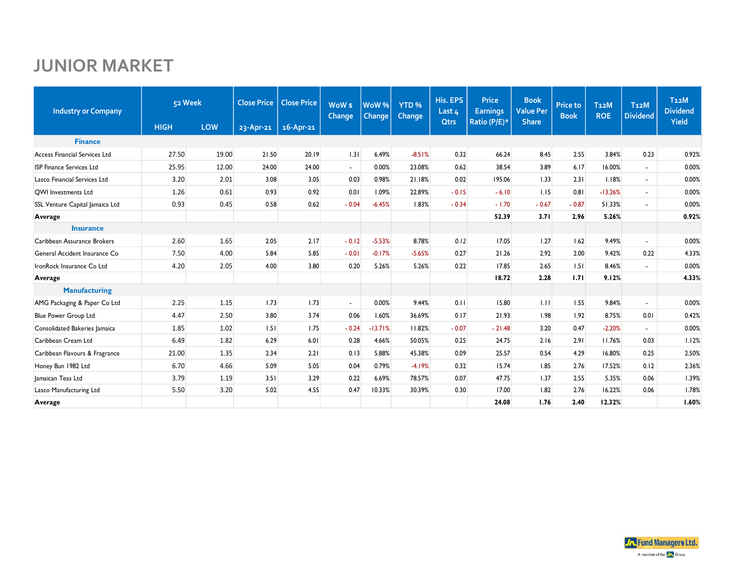# JUNIOR MARKET

| Industry or Company | 52 Week | | Close Price | Close Price | WoW $ Change | WoW % Change | YTD % Change | His. EPS Last 4 Qtrs | Price Earnings Ratio (P/E)* | Book Value Per Share | Price to Book | T12M ROE | T12M Dividend | T12M Dividend Yield |
|---|---|---|---|---|---|---|---|---|---|---|---|---|---|---|
| | HIGH | LOW | 23-Apr-21 | 16-Apr-21 | | | | | | | | | | |
| **Finance** | | | | | | | | | | | | | | |
| Access Financial Services Ltd | 27.50 | 19.00 | 21.50 | 20.19 | 1.31 | 6.49% | -8.51% | 0.32 | 66.24 | 8.45 | 2.55 | 3.84% | 0.23 | 0.92% |
| ISP Finance Services Ltd | 25.95 | 12.00 | 24.00 | 24.00 | - | 0.00% | 23.08% | 0.62 | 38.54 | 3.89 | 6.17 | 16.00% | - | 0.00% |
| Lasco Financial Services Ltd | 3.20 | 2.01 | 3.08 | 3.05 | 0.03 | 0.98% | 21.18% | 0.02 | 195.06 | 1.33 | 2.31 | 1.18% | - | 0.00% |
| QWI Investments Ltd | 1.26 | 0.61 | 0.93 | 0.92 | 0.01 | 1.09% | 22.89% | - 0.15 | - 6.10 | 1.15 | 0.81 | -13.26% | - | 0.00% |
| SSL Venture Capital Jamaica Ltd | 0.93 | 0.45 | 0.58 | 0.62 | - 0.04 | -6.45% | 1.83% | - 0.34 | - 1.70 | - 0.67 | - 0.87 | 51.33% | - | 0.00% |
| **Average** | | | | | | | | | **52.39** | **3.71** | **2.96** | **5.26%** | | **0.92%** |
| **Insurance** | | | | | | | | | | | | | | |
| Caribbean Assurance Brokers | 2.60 | 1.65 | 2.05 | 2.17 | - 0.12 | -5.53% | 8.78% | 0.12 | 17.05 | 1.27 | 1.62 | 9.49% | - | 0.00% |
| General Accident Insurance Co | 7.50 | 4.00 | 5.84 | 5.85 | - 0.01 | -0.17% | -5.65% | 0.27 | 21.26 | 2.92 | 2.00 | 9.42% | 0.22 | 4.33% |
| IronRock Insurance Co Ltd | 4.20 | 2.05 | 4.00 | 3.80 | 0.20 | 5.26% | 5.26% | 0.22 | 17.85 | 2.65 | 1.51 | 8.46% | - | 0.00% |
| **Average** | | | | | | | | | **18.72** | **2.28** | **1.71** | **9.12%** | | **4.33%** |
| **Manufacturing** | | | | | | | | | | | | | | |
| AMG Packaging & Paper Co Ltd | 2.25 | 1.15 | 1.73 | 1.73 | - | 0.00% | 9.44% | 0.11 | 15.80 | 1.11 | 1.55 | 9.84% | - | 0.00% |
| Blue Power Group Ltd | 4.47 | 2.50 | 3.80 | 3.74 | 0.06 | 1.60% | 36.69% | 0.17 | 21.93 | 1.98 | 1.92 | 8.75% | 0.01 | 0.42% |
| Consolidated Bakeries Jamaica | 1.85 | 1.02 | 1.51 | 1.75 | - 0.24 | -13.71% | 11.82% | - 0.07 | - 21.48 | 3.20 | 0.47 | -2.20% | - | 0.00% |
| Caribbean Cream Ltd | 6.49 | 1.82 | 6.29 | 6.01 | 0.28 | 4.66% | 50.05% | 0.25 | 24.75 | 2.16 | 2.91 | 11.76% | 0.03 | 1.12% |
| Caribbean Flavours & Fragrance | 21.00 | 1.35 | 2.34 | 2.21 | 0.13 | 5.88% | 45.38% | 0.09 | 25.57 | 0.54 | 4.29 | 16.80% | 0.25 | 2.50% |
| Honey Bun 1982 Ltd | 6.70 | 4.66 | 5.09 | 5.05 | 0.04 | 0.79% | -4.19% | 0.32 | 15.74 | 1.85 | 2.76 | 17.52% | 0.12 | 2.36% |
| Jamaican Teas Ltd | 3.79 | 1.19 | 3.51 | 3.29 | 0.22 | 6.69% | 78.57% | 0.07 | 47.75 | 1.37 | 2.55 | 5.35% | 0.06 | 1.39% |
| Lasco Manufacturing Ltd | 5.50 | 3.20 | 5.02 | 4.55 | 0.47 | 10.33% | 30.39% | 0.30 | 17.00 | 1.82 | 2.76 | 16.22% | 0.06 | 1.78% |
| **Average** | | | | | | | | | **24.08** | **1.76** | **2.40** | **12.32%** | | **1.60%** |

Fund Managers Ltd.
A member of the JN Group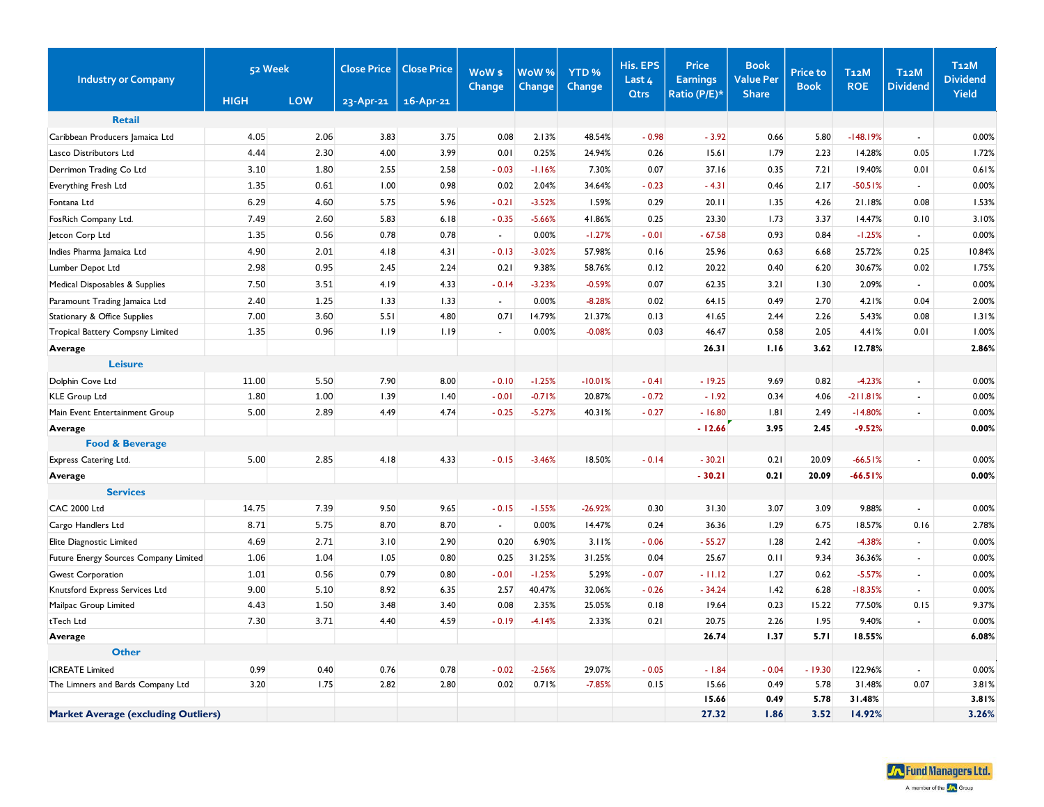| Industry or Company | 52 Week | | Close Price | Close Price | WoW $ Change | WoW % Change | YTD % Change | His. EPS Last 4 Qtrs | Price Earnings Ratio (P/E)* | Book Value Per Share | Price to Book | T12M ROE | T12M Dividend | T12M Dividend Yield |
|---|---|---|---|---|---|---|---|---|---|---|---|---|---|---|
| | HIGH | LOW | 23-Apr-21 | 16-Apr-21 | | | | | | | | | | |
| **Retail** | | | | | | | | | | | | | | |
| Caribbean Producers Jamaica Ltd | 4.05 | 2.06 | 3.83 | 3.75 | 0.08 | 2.13% | 48.54% | - 0.98 | - 3.92 | 0.66 | 5.80 | -148.19% | - | 0.00% |
| Lasco Distributors Ltd | 4.44 | 2.30 | 4.00 | 3.99 | 0.01 | 0.25% | 24.94% | 0.26 | 15.61 | 1.79 | 2.23 | 14.28% | 0.05 | 1.72% |
| Derrimon Trading Co Ltd | 3.10 | 1.80 | 2.55 | 2.58 | - 0.03 | -1.16% | 7.30% | 0.07 | 37.16 | 0.35 | 7.21 | 19.40% | 0.01 | 0.61% |
| Everything Fresh Ltd | 1.35 | 0.61 | 1.00 | 0.98 | 0.02 | 2.04% | 34.64% | - 0.23 | - 4.31 | 0.46 | 2.17 | -50.51% | - | 0.00% |
| Fontana Ltd | 6.29 | 4.60 | 5.75 | 5.96 | - 0.21 | -3.52% | 1.59% | 0.29 | 20.11 | 1.35 | 4.26 | 21.18% | 0.08 | 1.53% |
| FosRich Company Ltd. | 7.49 | 2.60 | 5.83 | 6.18 | - 0.35 | -5.66% | 41.86% | 0.25 | 23.30 | 1.73 | 3.37 | 14.47% | 0.10 | 3.10% |
| Jetcon Corp Ltd | 1.35 | 0.56 | 0.78 | 0.78 | - | 0.00% | -1.27% | - 0.01 | - 67.58 | 0.93 | 0.84 | -1.25% | - | 0.00% |
| Indies Pharma Jamaica Ltd | 4.90 | 2.01 | 4.18 | 4.31 | - 0.13 | -3.02% | 57.98% | 0.16 | 25.96 | 0.63 | 6.68 | 25.72% | 0.25 | 10.84% |
| Lumber Depot Ltd | 2.98 | 0.95 | 2.45 | 2.24 | 0.21 | 9.38% | 58.76% | 0.12 | 20.22 | 0.40 | 6.20 | 30.67% | 0.02 | 1.75% |
| Medical Disposables & Supplies | 7.50 | 3.51 | 4.19 | 4.33 | - 0.14 | -3.23% | -0.59% | 0.07 | 62.35 | 3.21 | 1.30 | 2.09% | - | 0.00% |
| Paramount Trading Jamaica Ltd | 2.40 | 1.25 | 1.33 | 1.33 | - | 0.00% | -8.28% | 0.02 | 64.15 | 0.49 | 2.70 | 4.21% | 0.04 | 2.00% |
| Stationary & Office Supplies | 7.00 | 3.60 | 5.51 | 4.80 | 0.71 | 14.79% | 21.37% | 0.13 | 41.65 | 2.44 | 2.26 | 5.43% | 0.08 | 1.31% |
| Tropical Battery Compsny Limited | 1.35 | 0.96 | 1.19 | 1.19 | - | 0.00% | -0.08% | 0.03 | 46.47 | 0.58 | 2.05 | 4.41% | 0.01 | 1.00% |
| **Average** | | | | | | | | | **26.31** | **1.16** | **3.62** | **12.78%** | | **2.86%** |
| **Leisure** | | | | | | | | | | | | | | |
| Dolphin Cove Ltd | 11.00 | 5.50 | 7.90 | 8.00 | - 0.10 | -1.25% | -10.01% | - 0.41 | - 19.25 | 9.69 | 0.82 | -4.23% | - | 0.00% |
| KLE Group Ltd | 1.80 | 1.00 | 1.39 | 1.40 | - 0.01 | -0.71% | 20.87% | - 0.72 | - 1.92 | 0.34 | 4.06 | -211.81% | - | 0.00% |
| Main Event Entertainment Group | 5.00 | 2.89 | 4.49 | 4.74 | - 0.25 | -5.27% | 40.31% | - 0.27 | - 16.80 | 1.81 | 2.49 | -14.80% | - | 0.00% |
| **Average** | | | | | | | | | **- 12.66** | **3.95** | **2.45** | **-9.52%** | | **0.00%** |
| **Food & Beverage** | | | | | | | | | | | | | | |
| Express Catering Ltd. | 5.00 | 2.85 | 4.18 | 4.33 | - 0.15 | -3.46% | 18.50% | - 0.14 | - 30.21 | 0.21 | 20.09 | -66.51% | - | 0.00% |
| **Average** | | | | | | | | | **- 30.21** | **0.21** | **20.09** | **-66.51%** | | **0.00%** |
| **Services** | | | | | | | | | | | | | | |
| CAC 2000 Ltd | 14.75 | 7.39 | 9.50 | 9.65 | - 0.15 | -1.55% | -26.92% | 0.30 | 31.30 | 3.07 | 3.09 | 9.88% | - | 0.00% |
| Cargo Handlers Ltd | 8.71 | 5.75 | 8.70 | 8.70 | - | 0.00% | 14.47% | 0.24 | 36.36 | 1.29 | 6.75 | 18.57% | 0.16 | 2.78% |
| Elite Diagnostic Limited | 4.69 | 2.71 | 3.10 | 2.90 | 0.20 | 6.90% | 3.11% | - 0.06 | - 55.27 | 1.28 | 2.42 | -4.38% | - | 0.00% |
| Future Energy Sources Company Limited | 1.06 | 1.04 | 1.05 | 0.80 | 0.25 | 31.25% | 31.25% | 0.04 | 25.67 | 0.11 | 9.34 | 36.36% | - | 0.00% |
| Gwest Corporation | 1.01 | 0.56 | 0.79 | 0.80 | - 0.01 | -1.25% | 5.29% | - 0.07 | - 11.12 | 1.27 | 0.62 | -5.57% | - | 0.00% |
| Knutsford Express Services Ltd | 9.00 | 5.10 | 8.92 | 6.35 | 2.57 | 40.47% | 32.06% | - 0.26 | - 34.24 | 1.42 | 6.28 | -18.35% | - | 0.00% |
| Mailpac Group Limited | 4.43 | 1.50 | 3.48 | 3.40 | 0.08 | 2.35% | 25.05% | 0.18 | 19.64 | 0.23 | 15.22 | 77.50% | 0.15 | 9.37% |
| tTech Ltd | 7.30 | 3.71 | 4.40 | 4.59 | - 0.19 | -4.14% | 2.33% | 0.21 | 20.75 | 2.26 | 1.95 | 9.40% | - | 0.00% |
| **Average** | | | | | | | | | **26.74** | **1.37** | **5.71** | **18.55%** | | **6.08%** |
| **Other** | | | | | | | | | | | | | | |
| ICREATE Limited | 0.99 | 0.40 | 0.76 | 0.78 | - 0.02 | -2.56% | 29.07% | - 0.05 | - 1.84 | - 0.04 | - 19.30 | 122.96% | - | 0.00% |
| The Limners and Bards Company Ltd | 3.20 | 1.75 | 2.82 | 2.80 | 0.02 | 0.71% | -7.85% | 0.15 | 15.66 | 0.49 | 5.78 | 31.48% | 0.07 | 3.81% |
| | | | | | | | | | **15.66** | **0.49** | **5.78** | **31.48%** | | **3.81%** |
| **Market Average (excluding Outliers)** | | | | | | | | | **27.32** | **1.86** | **3.52** | **14.92%** | | **3.26%** |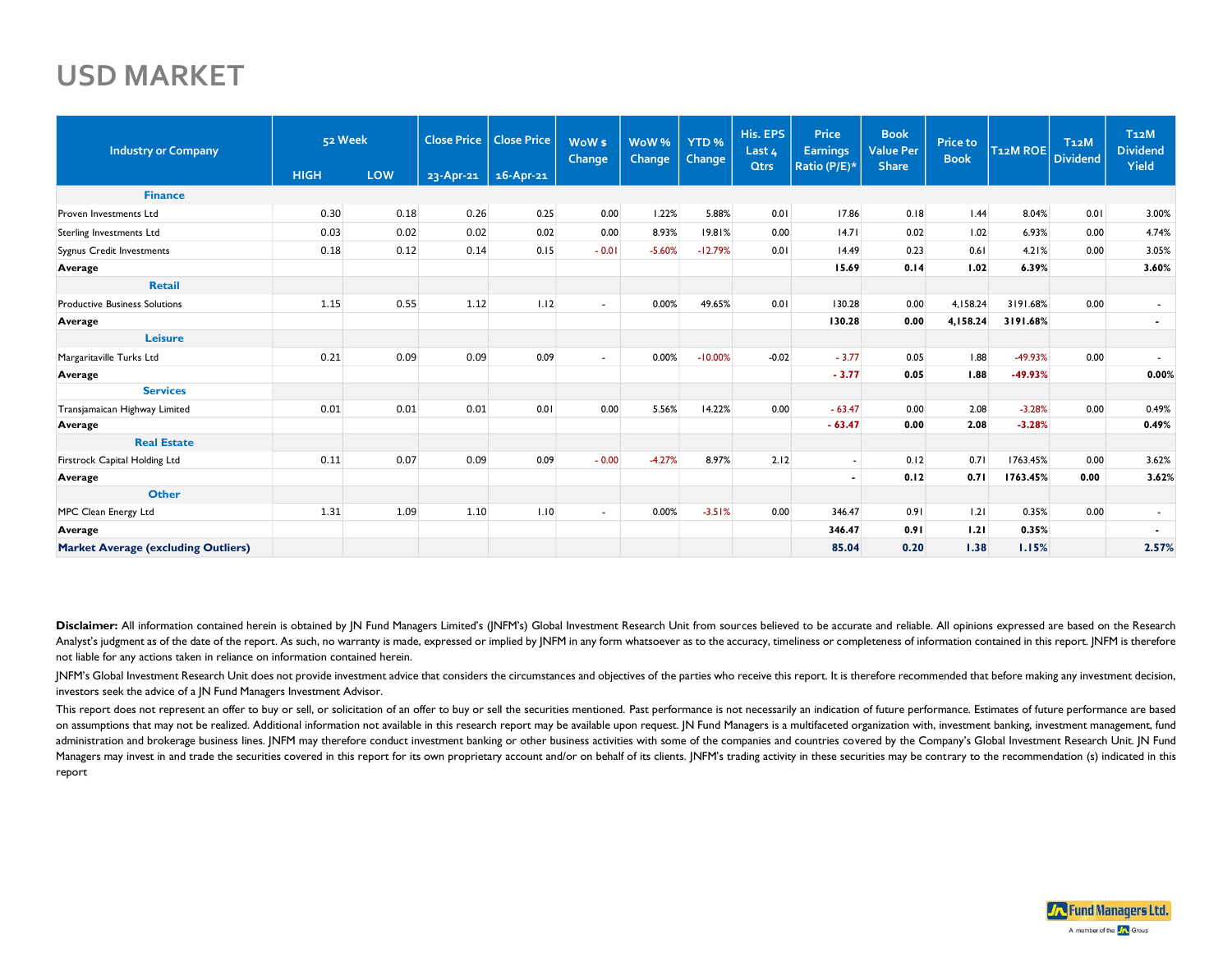# USD MARKET

| Industry or Company | 52 Week HIGH | 52 Week LOW | Close Price 23-Apr-21 | Close Price 16-Apr-21 | WoW $ Change | WoW % Change | YTD % Change | His. EPS Last 4 Qtrs | Price Earnings Ratio (P/E)* | Book Value Per Share | Price to Book | T12M ROE | T12M Dividend | T12M Dividend Yield |
|---|---|---|---|---|---|---|---|---|---|---|---|---|---|---|
| **Finance** | | | | | | | | | | | | | | |
| Proven Investments Ltd | 0.30 | 0.18 | 0.26 | 0.25 | 0.00 | 1.22% | 5.88% | 0.01 | 17.86 | 0.18 | 1.44 | 8.04% | 0.01 | 3.00% |
| Sterling Investments Ltd | 0.03 | 0.02 | 0.02 | 0.02 | 0.00 | 8.93% | 19.81% | 0.00 | 14.71 | 0.02 | 1.02 | 6.93% | 0.00 | 4.74% |
| Sygnus Credit Investments | 0.18 | 0.12 | 0.14 | 0.15 | - 0.01 | -5.60% | -12.79% | 0.01 | 14.49 | 0.23 | 0.61 | 4.21% | 0.00 | 3.05% |
| **Average** | | | | | | | | | **15.69** | **0.14** | **1.02** | **6.39%** | | **3.60%** |
| **Retail** | | | | | | | | | | | | | | |
| Productive Business Solutions | 1.15 | 0.55 | 1.12 | 1.12 | - | 0.00% | 49.65% | 0.01 | 130.28 | 0.00 | 4,158.24 | 3191.68% | 0.00 | - |
| **Average** | | | | | | | | | **130.28** | **0.00** | **4,158.24** | **3191.68%** | | **-** |
| **Leisure** | | | | | | | | | | | | | | |
| Margaritaville Turks Ltd | 0.21 | 0.09 | 0.09 | 0.09 | - | 0.00% | -10.00% | -0.02 | - 3.77 | 0.05 | 1.88 | -49.93% | 0.00 | - |
| **Average** | | | | | | | | | **- 3.77** | **0.05** | **1.88** | **-49.93%** | | **0.00%** |
| **Services** | | | | | | | | | | | | | | |
| Transjamaican Highway Limited | 0.01 | 0.01 | 0.01 | 0.01 | 0.00 | 5.56% | 14.22% | 0.00 | - 63.47 | 0.00 | 2.08 | -3.28% | 0.00 | 0.49% |
| **Average** | | | | | | | | | **- 63.47** | **0.00** | **2.08** | **-3.28%** | | **0.49%** |
| **Real Estate** | | | | | | | | | | | | | | |
| Firstrock Capital Holding Ltd | 0.11 | 0.07 | 0.09 | 0.09 | - 0.00 | -4.27% | 8.97% | 2.12 | - | 0.12 | 0.71 | 1763.45% | 0.00 | 3.62% |
| **Average** | | | | | | | | | **-** | **0.12** | **0.71** | **1763.45%** | **0.00** | **3.62%** |
| **Other** | | | | | | | | | | | | | | |
| MPC Clean Energy Ltd | 1.31 | 1.09 | 1.10 | 1.10 | - | 0.00% | -3.51% | 0.00 | 346.47 | 0.91 | 1.21 | 0.35% | 0.00 | - |
| **Average** | | | | | | | | | **346.47** | **0.91** | **1.21** | **0.35%** | | **-** |
| **Market Average (excluding Outliers)** | | | | | | | | | **85.04** | **0.20** | **1.38** | **1.15%** | | **2.57%** |

**Disclaimer:** All information contained herein is obtained by JN Fund Managers Limited's (JNFM's) Global Investment Research Unit from sources believed to be accurate and reliable. All opinions expressed are based on the Research Analyst's judgment as of the date of the report. As such, no warranty is made, expressed or implied by JNFM in any form whatsoever as to the accuracy, timeliness or completeness of information contained in this report. JNFM is therefore not liable for any actions taken in reliance on information contained herein.

JNFM's Global Investment Research Unit does not provide investment advice that considers the circumstances and objectives of the parties who receive this report. It is therefore recommended that before making any investment decision, investors seek the advice of a JN Fund Managers Investment Advisor.

This report does not represent an offer to buy or sell, or solicitation of an offer to buy or sell the securities mentioned. Past performance is not necessarily an indication of future performance. Estimates of future performance are based on assumptions that may not be realized. Additional information not available in this research report may be available upon request. JN Fund Managers is a multifaceted organization with, investment banking, investment management, fund administration and brokerage business lines. JNFM may therefore conduct investment banking or other business activities with some of the companies and countries covered by the Company's Global Investment Research Unit. JN Fund Managers may invest in and trade the securities covered in this report for its own proprietary account and/or on behalf of its clients. JNFM's trading activity in these securities may be contrary to the recommendation (s) indicated in this report

Fund Managers Ltd.
A member of the JN Group